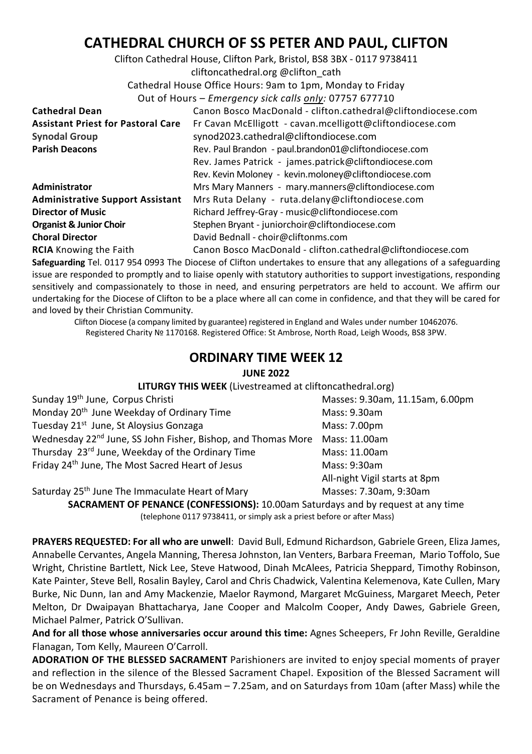# CATHEDRAL CHURCH OF SS PETER AND PAUL, CLIFTON

Clifton Cathedral House, Clifton Park, Bristol, BS8 3BX - 0117 9738411
cliftoncathedral.org @clifton_cath
Cathedral House Office Hours: 9am to 1pm, Monday to Friday
Out of Hours – *Emergency sick calls only:* 07757 677710

| | |
|---|---|
| **Cathedral Dean** | Canon Bosco MacDonald - clifton.cathedral@cliftondiocese.com |
| **Assistant Priest for Pastoral Care** | Fr Cavan McElligott - cavan.mcelligott@cliftondiocese.com |
| **Synodal Group** | synod2023.cathedral@cliftondiocese.com |
| **Parish Deacons** | Rev. Paul Brandon - paul.brandon01@cliftondiocese.com |
| | Rev. James Patrick - james.patrick@cliftondiocese.com |
| | Rev. Kevin Moloney - kevin.moloney@cliftondiocese.com |
| **Administrator** | Mrs Mary Manners - mary.manners@cliftondiocese.com |
| **Administrative Support Assistant** | Mrs Ruta Delany - ruta.delany@cliftondiocese.com |
| **Director of Music** | Richard Jeffrey-Gray - music@cliftondiocese.com |
| **Organist & Junior Choir** | Stephen Bryant - juniorchoir@cliftondiocese.com |
| **Choral Director** | David Bednall - choir@cliftonms.com |
| **RCIA** Knowing the Faith | Canon Bosco MacDonald - clifton.cathedral@cliftondiocese.com |

**Safeguarding** Tel. 0117 954 0993 The Diocese of Clifton undertakes to ensure that any allegations of a safeguarding issue are responded to promptly and to liaise openly with statutory authorities to support investigations, responding sensitively and compassionately to those in need, and ensuring perpetrators are held to account. We affirm our undertaking for the Diocese of Clifton to be a place where all can come in confidence, and that they will be cared for and loved by their Christian Community.

Clifton Diocese (a company limited by guarantee) registered in England and Wales under number 10462076.
Registered Charity № 1170168. Registered Office: St Ambrose, North Road, Leigh Woods, BS8 3PW.

## ORDINARY TIME WEEK 12

**JUNE 2022**

**LITURGY THIS WEEK** (Livestreamed at cliftoncathedral.org)

| | |
|---|---|
| Sunday 19th June, Corpus Christi | Masses: 9.30am, 11.15am, 6.00pm |
| Monday 20th June Weekday of Ordinary Time | Mass: 9.30am |
| Tuesday 21st June, St Aloysius Gonzaga | Mass: 7.00pm |
| Wednesday 22nd June, SS John Fisher, Bishop, and Thomas More | Mass: 11.00am |
| Thursday 23rd June, Weekday of the Ordinary Time | Mass: 11.00am |
| Friday 24th June, The Most Sacred Heart of Jesus | Mass: 9:30am<br>All-night Vigil starts at 8pm |
| Saturday 25th June The Immaculate Heart of Mary | Masses: 7.30am, 9:30am |

**SACRAMENT OF PENANCE (CONFESSIONS):** 10.00am Saturdays and by request at any time
(telephone 0117 9738411, or simply ask a priest before or after Mass)

**PRAYERS REQUESTED: For all who are unwell**: David Bull, Edmund Richardson, Gabriele Green, Eliza James, Annabelle Cervantes, Angela Manning, Theresa Johnston, Ian Venters, Barbara Freeman, Mario Toffolo, Sue Wright, Christine Bartlett, Nick Lee, Steve Hatwood, Dinah McAlees, Patricia Sheppard, Timothy Robinson, Kate Painter, Steve Bell, Rosalin Bayley, Carol and Chris Chadwick, Valentina Kelemenova, Kate Cullen, Mary Burke, Nic Dunn, Ian and Amy Mackenzie, Maelor Raymond, Margaret McGuiness, Margaret Meech, Peter Melton, Dr Dwaipayan Bhattacharya, Jane Cooper and Malcolm Cooper, Andy Dawes, Gabriele Green, Michael Palmer, Patrick O'Sullivan.

**And for all those whose anniversaries occur around this time:** Agnes Scheepers, Fr John Reville, Geraldine Flanagan, Tom Kelly, Maureen O'Carroll.

**ADORATION OF THE BLESSED SACRAMENT** Parishioners are invited to enjoy special moments of prayer and reflection in the silence of the Blessed Sacrament Chapel. Exposition of the Blessed Sacrament will be on Wednesdays and Thursdays, 6.45am – 7.25am, and on Saturdays from 10am (after Mass) while the Sacrament of Penance is being offered.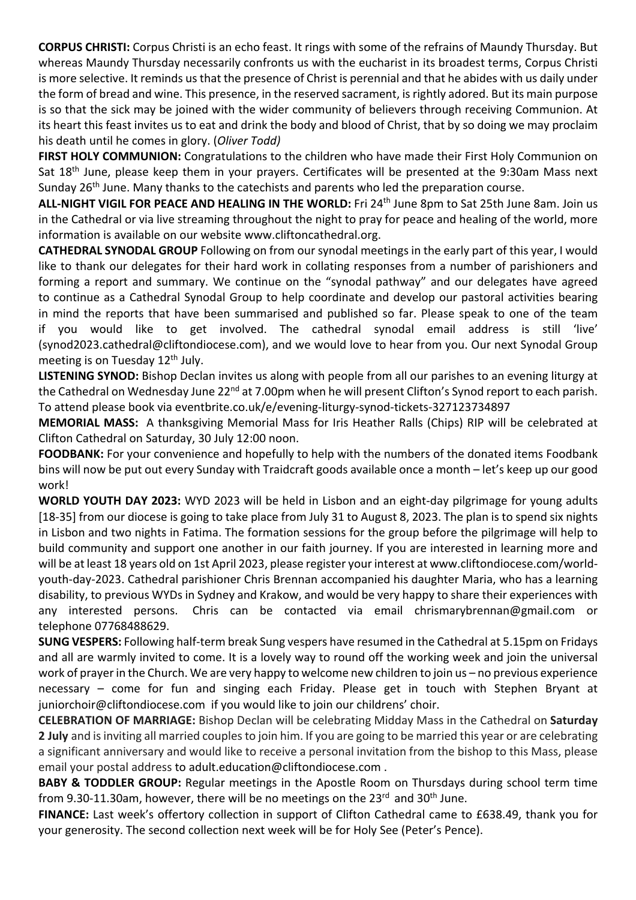**CORPUS CHRISTI:** Corpus Christi is an echo feast. It rings with some of the refrains of Maundy Thursday. But whereas Maundy Thursday necessarily confronts us with the eucharist in its broadest terms, Corpus Christi is more selective. It reminds us that the presence of Christ is perennial and that he abides with us daily under the form of bread and wine. This presence, in the reserved sacrament, is rightly adored. But its main purpose is so that the sick may be joined with the wider community of believers through receiving Communion. At its heart this feast invites us to eat and drink the body and blood of Christ, that by so doing we may proclaim his death until he comes in glory. (*Oliver Todd)*

**FIRST HOLY COMMUNION:** Congratulations to the children who have made their First Holy Communion on Sat 18th June, please keep them in your prayers. Certificates will be presented at the 9:30am Mass next Sunday 26th June. Many thanks to the catechists and parents who led the preparation course.

**ALL-NIGHT VIGIL FOR PEACE AND HEALING IN THE WORLD:** Fri 24th June 8pm to Sat 25th June 8am. Join us in the Cathedral or via live streaming throughout the night to pray for peace and healing of the world, more information is available on our website www.cliftoncathedral.org.

**CATHEDRAL SYNODAL GROUP** Following on from our synodal meetings in the early part of this year, I would like to thank our delegates for their hard work in collating responses from a number of parishioners and forming a report and summary. We continue on the "synodal pathway" and our delegates have agreed to continue as a Cathedral Synodal Group to help coordinate and develop our pastoral activities bearing in mind the reports that have been summarised and published so far. Please speak to one of the team if you would like to get involved. The cathedral synodal email address is still 'live' (synod2023.cathedral@cliftondiocese.com), and we would love to hear from you. Our next Synodal Group meeting is on Tuesday 12th July.

**LISTENING SYNOD:** Bishop Declan invites us along with people from all our parishes to an evening liturgy at the Cathedral on Wednesday June 22nd at 7.00pm when he will present Clifton's Synod report to each parish. To attend please book via eventbrite.co.uk/e/evening-liturgy-synod-tickets-327123734897

**MEMORIAL MASS:** A thanksgiving Memorial Mass for Iris Heather Ralls (Chips) RIP will be celebrated at Clifton Cathedral on Saturday, 30 July 12:00 noon.

**FOODBANK:** For your convenience and hopefully to help with the numbers of the donated items Foodbank bins will now be put out every Sunday with Traidcraft goods available once a month – let's keep up our good work!

**WORLD YOUTH DAY 2023:** WYD 2023 will be held in Lisbon and an eight-day pilgrimage for young adults [18-35] from our diocese is going to take place from July 31 to August 8, 2023. The plan is to spend six nights in Lisbon and two nights in Fatima. The formation sessions for the group before the pilgrimage will help to build community and support one another in our faith journey. If you are interested in learning more and will be at least 18 years old on 1st April 2023, please register your interest at www.cliftondiocese.com/world-youth-day-2023. Cathedral parishioner Chris Brennan accompanied his daughter Maria, who has a learning disability, to previous WYDs in Sydney and Krakow, and would be very happy to share their experiences with any interested persons. Chris can be contacted via email chrismarybrennan@gmail.com or telephone 07768488629.

**SUNG VESPERS:** Following half-term break Sung vespers have resumed in the Cathedral at 5.15pm on Fridays and all are warmly invited to come. It is a lovely way to round off the working week and join the universal work of prayer in the Church. We are very happy to welcome new children to join us – no previous experience necessary – come for fun and singing each Friday. Please get in touch with Stephen Bryant at juniorchoir@cliftondiocese.com if you would like to join our childrens' choir.

**CELEBRATION OF MARRIAGE:** Bishop Declan will be celebrating Midday Mass in the Cathedral on **Saturday 2 July** and is inviting all married couples to join him. If you are going to be married this year or are celebrating a significant anniversary and would like to receive a personal invitation from the bishop to this Mass, please email your postal address to adult.education@cliftondiocese.com .

**BABY & TODDLER GROUP:** Regular meetings in the Apostle Room on Thursdays during school term time from 9.30-11.30am, however, there will be no meetings on the 23rd and 30th June.

**FINANCE:** Last week's offertory collection in support of Clifton Cathedral came to £638.49, thank you for your generosity. The second collection next week will be for Holy See (Peter's Pence).